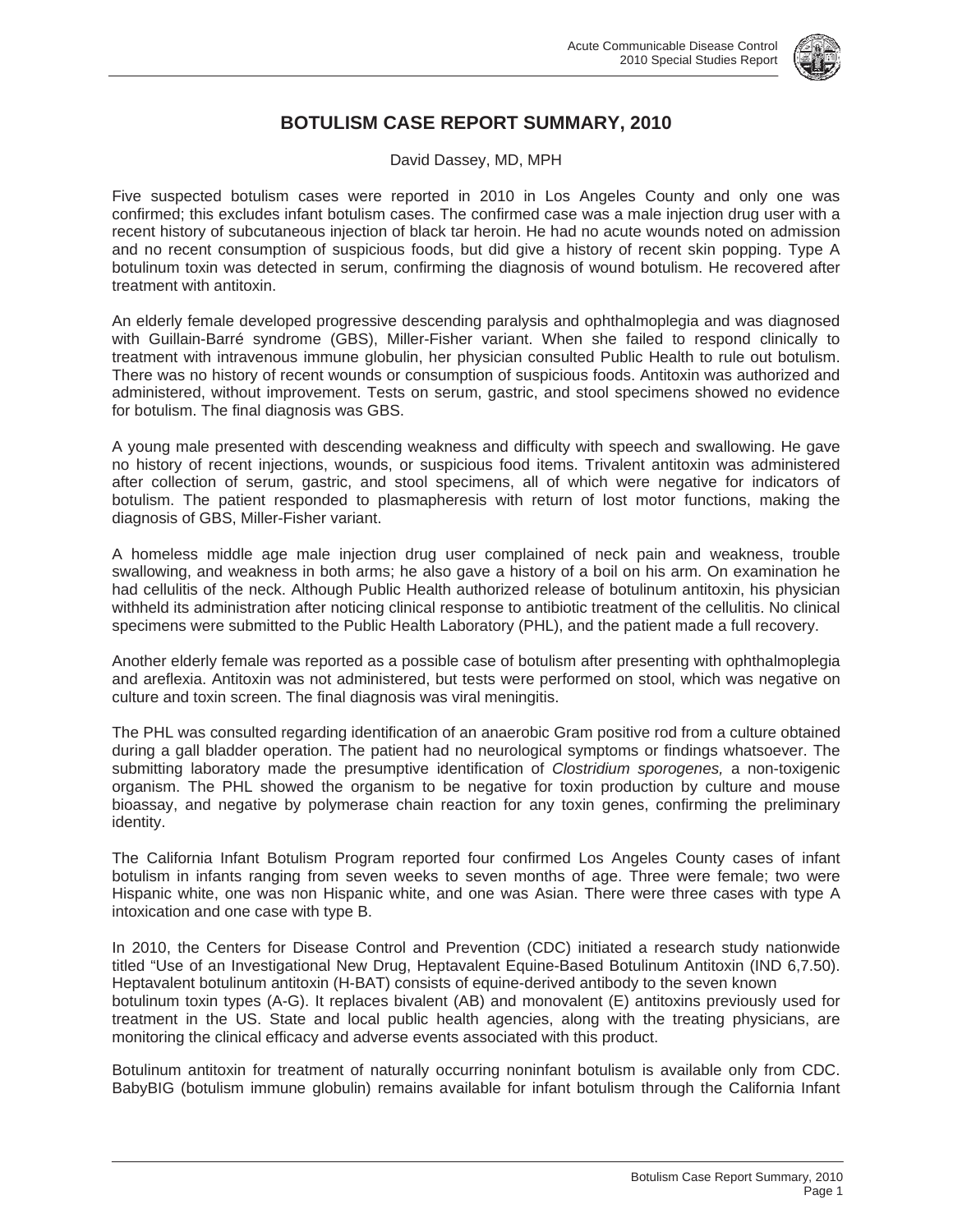# BOTULISM CASE REPORT SUMMARY, 2010

David Dassey, MD, MPH

Five suspected botulism cases were reported in 2010 in Los Angeles County and only one was confirmed; this excludes infant botulism cases. The confirmed case was a male injection drug user with a recent history of subcutaneous injection of black tar heroin. He had no acute wounds noted on admission and no recent consumption of suspicious foods, but did give a history of recent skin popping. Type A botulinum toxin was detected in serum, confirming the diagnosis of wound botulism. He recovered after treatment with antitoxin.

An elderly female developed progressive descending paralysis and ophthalmoplegia and was diagnosed with Guillain-Barré syndrome (GBS), Miller-Fisher variant. When she failed to respond clinically to treatment with intravenous immune globulin, her physician consulted Public Health to rule out botulism. There was no history of recent wounds or consumption of suspicious foods. Antitoxin was authorized and administered, without improvement. Tests on serum, gastric, and stool specimens showed no evidence for botulism. The final diagnosis was GBS.

A young male presented with descending weakness and difficulty with speech and swallowing. He gave no history of recent injections, wounds, or suspicious food items. Trivalent antitoxin was administered after collection of serum, gastric, and stool specimens, all of which were negative for indicators of botulism. The patient responded to plasmapheresis with return of lost motor functions, making the diagnosis of GBS, Miller-Fisher variant.

A homeless middle age male injection drug user complained of neck pain and weakness, trouble swallowing, and weakness in both arms; he also gave a history of a boil on his arm. On examination he had cellulitis of the neck. Although Public Health authorized release of botulinum antitoxin, his physician withheld its administration after noticing clinical response to antibiotic treatment of the cellulitis. No clinical specimens were submitted to the Public Health Laboratory (PHL), and the patient made a full recovery.

Another elderly female was reported as a possible case of botulism after presenting with ophthalmoplegia and areflexia. Antitoxin was not administered, but tests were performed on stool, which was negative on culture and toxin screen. The final diagnosis was viral meningitis.

The PHL was consulted regarding identification of an anaerobic Gram positive rod from a culture obtained during a gall bladder operation. The patient had no neurological symptoms or findings whatsoever. The submitting laboratory made the presumptive identification of *Clostridium sporogenes,* a non-toxigenic organism. The PHL showed the organism to be negative for toxin production by culture and mouse bioassay, and negative by polymerase chain reaction for any toxin genes, confirming the preliminary identity.

The California Infant Botulism Program reported four confirmed Los Angeles County cases of infant botulism in infants ranging from seven weeks to seven months of age. Three were female; two were Hispanic white, one was non Hispanic white, and one was Asian. There were three cases with type A intoxication and one case with type B.

In 2010, the Centers for Disease Control and Prevention (CDC) initiated a research study nationwide titled "Use of an Investigational New Drug, Heptavalent Equine-Based Botulinum Antitoxin (IND 6,7.50). Heptavalent botulinum antitoxin (H-BAT) consists of equine-derived antibody to the seven known botulinum toxin types (A-G). It replaces bivalent (AB) and monovalent (E) antitoxins previously used for treatment in the US. State and local public health agencies, along with the treating physicians, are monitoring the clinical efficacy and adverse events associated with this product.

Botulinum antitoxin for treatment of naturally occurring noninfant botulism is available only from CDC. BabyBIG (botulism immune globulin) remains available for infant botulism through the California Infant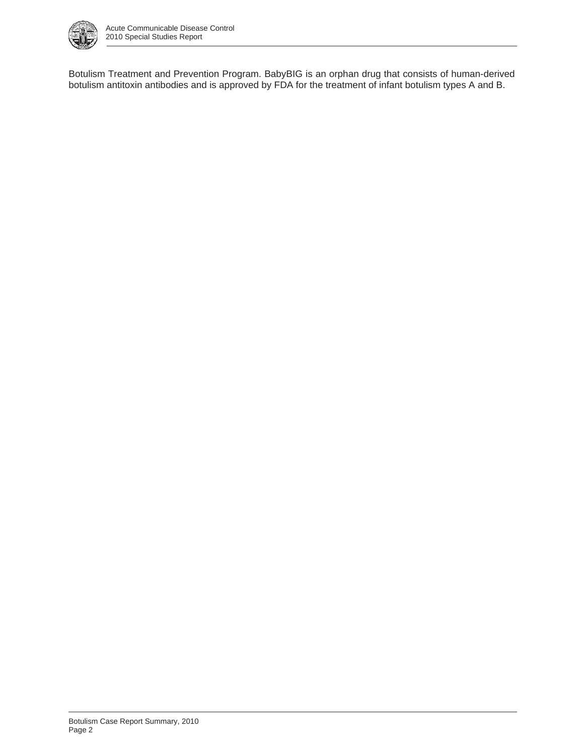Botulism Treatment and Prevention Program. BabyBIG is an orphan drug that consists of human-derived botulism antitoxin antibodies and is approved by FDA for the treatment of infant botulism types A and B.